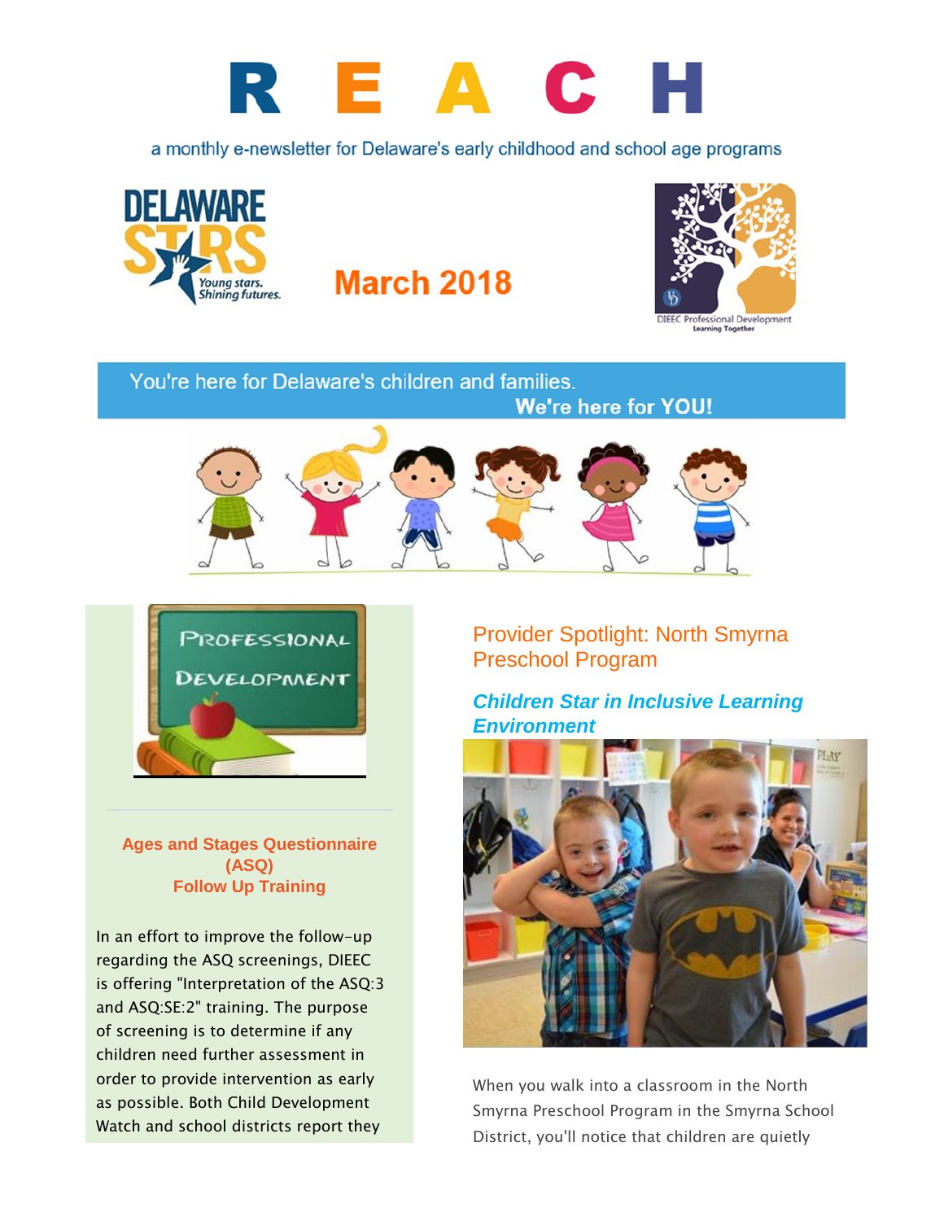# R E A C H

a monthly e-newsletter for Delaware's early childhood and school age programs

DELAWARE STARS

Young stars. Shining futures.

## March 2018

DIEEC Professional Development
Learning Together

You're here for Delaware's children and families.
**We're here for YOU!**

PROFESSIONAL DEVELOPMENT

### Ages and Stages Questionnaire (ASQ) Follow Up Training

In an effort to improve the follow-up regarding the ASQ screenings, DIEEC is offering "Interpretation of the ASQ:3 and ASQ:SE:2" training. The purpose of screening is to determine if any children need further assessment in order to provide intervention as early as possible. Both Child Development Watch and school districts report they

## Provider Spotlight: North Smyrna Preschool Program

### *Children Star in Inclusive Learning Environment*

When you walk into a classroom in the North Smyrna Preschool Program in the Smyrna School District, you'll notice that children are quietly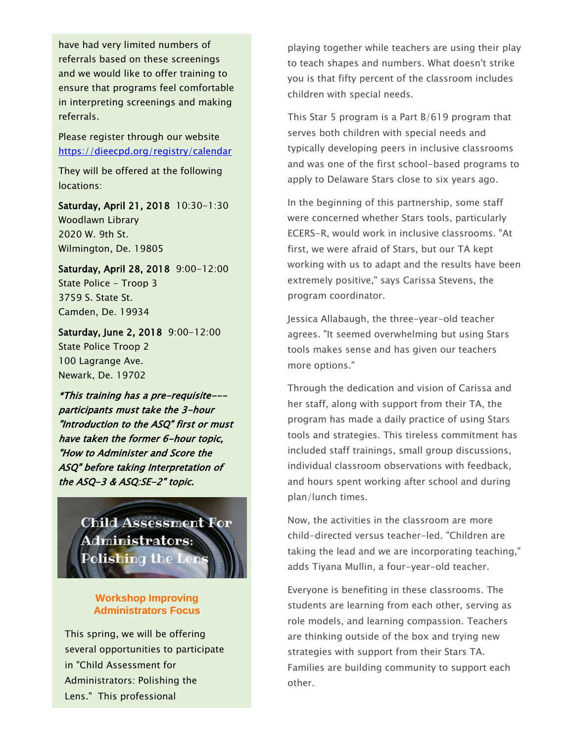have had very limited numbers of referrals based on these screenings and we would like to offer training to ensure that programs feel comfortable in interpreting screenings and making referrals.

Please register through our website [https://dieecpd.org/registry/calendar](https://dieecpd.org/registry/calendar)

They will be offered at the following locations:

**Saturday, April 21, 2018** 10:30-1:30
Woodlawn Library
2020 W. 9th St.
Wilmington, De. 19805

**Saturday, April 28, 2018** 9:00-12:00
State Police - Troop 3
3759 S. State St.
Camden, De. 19934

**Saturday, June 2, 2018** 9:00-12:00
State Police Troop 2
100 Lagrange Ave.
Newark, De. 19702

*\*This training has a pre-requisite--- participants must take the 3-hour "Introduction to the ASQ" first or must have taken the former 6-hour topic, "How to Administer and Score the ASQ" before taking Interpretation of the ASQ-3 & ASQ:SE-2" topic.*

## Child Assessment For Administrators: Polishing the Lens

### Workshop Improving Administrators Focus

This spring, we will be offering several opportunities to participate in "Child Assessment for Administrators: Polishing the Lens." This professional

playing together while teachers are using their play to teach shapes and numbers. What doesn't strike you is that fifty percent of the classroom includes children with special needs.

This Star 5 program is a Part B/619 program that serves both children with special needs and typically developing peers in inclusive classrooms and was one of the first school-based programs to apply to Delaware Stars close to six years ago.

In the beginning of this partnership, some staff were concerned whether Stars tools, particularly ECERS-R, would work in inclusive classrooms. "At first, we were afraid of Stars, but our TA kept working with us to adapt and the results have been extremely positive," says Carissa Stevens, the program coordinator.

Jessica Allabaugh, the three-year-old teacher agrees. "It seemed overwhelming but using Stars tools makes sense and has given our teachers more options."

Through the dedication and vision of Carissa and her staff, along with support from their TA, the program has made a daily practice of using Stars tools and strategies. This tireless commitment has included staff trainings, small group discussions, individual classroom observations with feedback, and hours spent working after school and during plan/lunch times.

Now, the activities in the classroom are more child-directed versus teacher-led. "Children are taking the lead and we are incorporating teaching," adds Tiyana Mullin, a four-year-old teacher.

Everyone is benefiting in these classrooms. The students are learning from each other, serving as role models, and learning compassion. Teachers are thinking outside of the box and trying new strategies with support from their Stars TA. Families are building community to support each other.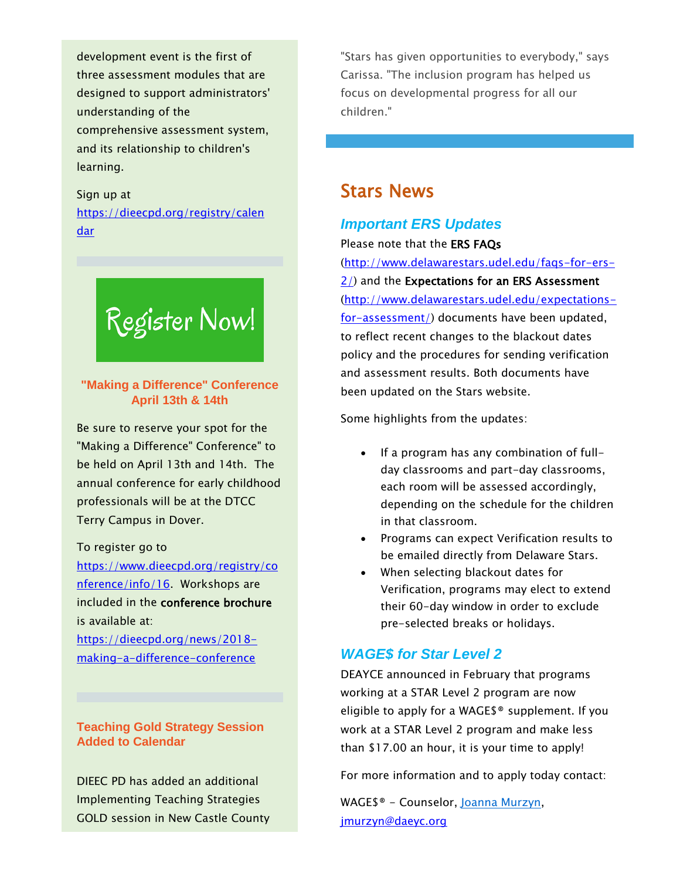development event is the first of three assessment modules that are designed to support administrators' understanding of the comprehensive assessment system, and its relationship to children's learning.

Sign up at [https://dieecpd.org/registry/calendar](https://dieecpd.org/registry/calendar)

Register Now!

### "Making a Difference" Conference April 13th & 14th

Be sure to reserve your spot for the "Making a Difference" Conference" to be held on April 13th and 14th. The annual conference for early childhood professionals will be at the DTCC Terry Campus in Dover.

To register go to [https://www.dieecpd.org/registry/conference/info/16](https://www.dieecpd.org/registry/conference/info/16). Workshops are included in the **conference brochure** is available at: [https://dieecpd.org/news/2018-making-a-difference-conference](https://dieecpd.org/news/2018-making-a-difference-conference)

### Teaching Gold Strategy Session Added to Calendar

DIEEC PD has added an additional Implementing Teaching Strategies GOLD session in New Castle County

"Stars has given opportunities to everybody," says Carissa. "The inclusion program has helped us focus on developmental progress for all our children."

## Stars News

### *Important ERS Updates*

Please note that the **ERS FAQs** ([http://www.delawarestars.udel.edu/faqs-for-ers-2/](http://www.delawarestars.udel.edu/faqs-for-ers-2/)) and the **Expectations for an ERS Assessment** ([http://www.delawarestars.udel.edu/expectations-for-assessment/](http://www.delawarestars.udel.edu/expectations-for-assessment/)) documents have been updated, to reflect recent changes to the blackout dates policy and the procedures for sending verification and assessment results. Both documents have been updated on the Stars website.

Some highlights from the updates:

- If a program has any combination of full-day classrooms and part-day classrooms, each room will be assessed accordingly, depending on the schedule for the children in that classroom.
- Programs can expect Verification results to be emailed directly from Delaware Stars.
- When selecting blackout dates for Verification, programs may elect to extend their 60-day window in order to exclude pre-selected breaks or holidays.

### *WAGE$ for Star Level 2*

DEAYCE announced in February that programs working at a STAR Level 2 program are now eligible to apply for a WAGE$® supplement. If you work at a STAR Level 2 program and make less than $17.00 an hour, it is your time to apply!

For more information and to apply today contact:

WAGE$® - Counselor, [Joanna Murzyn](mailto:jmurzyn@daeyc.org), [jmurzyn@daeyc.org](mailto:jmurzyn@daeyc.org)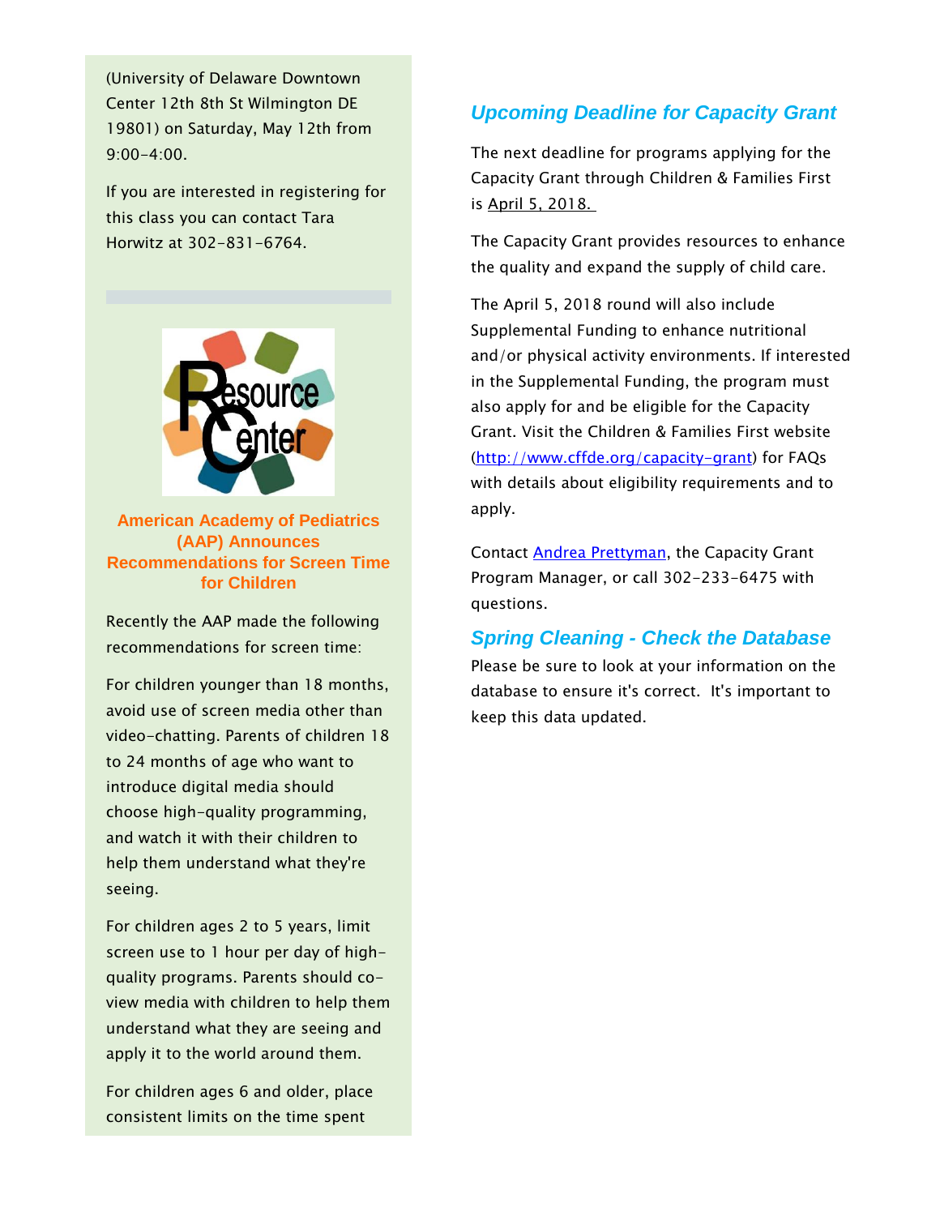(University of Delaware Downtown Center 12th 8th St Wilmington DE 19801) on Saturday, May 12th from 9:00-4:00.

If you are interested in registering for this class you can contact Tara Horwitz at 302-831-6764.

### American Academy of Pediatrics (AAP) Announces Recommendations for Screen Time for Children

Recently the AAP made the following recommendations for screen time:

For children younger than 18 months, avoid use of screen media other than video-chatting. Parents of children 18 to 24 months of age who want to introduce digital media should choose high-quality programming, and watch it with their children to help them understand what they're seeing.

For children ages 2 to 5 years, limit screen use to 1 hour per day of high-quality programs. Parents should co-view media with children to help them understand what they are seeing and apply it to the world around them.

For children ages 6 and older, place consistent limits on the time spent

### *Upcoming Deadline for Capacity Grant*

The next deadline for programs applying for the Capacity Grant through Children & Families First is April 5, 2018.

The Capacity Grant provides resources to enhance the quality and expand the supply of child care.

The April 5, 2018 round will also include Supplemental Funding to enhance nutritional and/or physical activity environments. If interested in the Supplemental Funding, the program must also apply for and be eligible for the Capacity Grant. Visit the Children & Families First website (http://www.cffde.org/capacity-grant) for FAQs with details about eligibility requirements and to apply.

Contact Andrea Prettyman, the Capacity Grant Program Manager, or call 302-233-6475 with questions.

### *Spring Cleaning - Check the Database*

Please be sure to look at your information on the database to ensure it's correct. It's important to keep this data updated.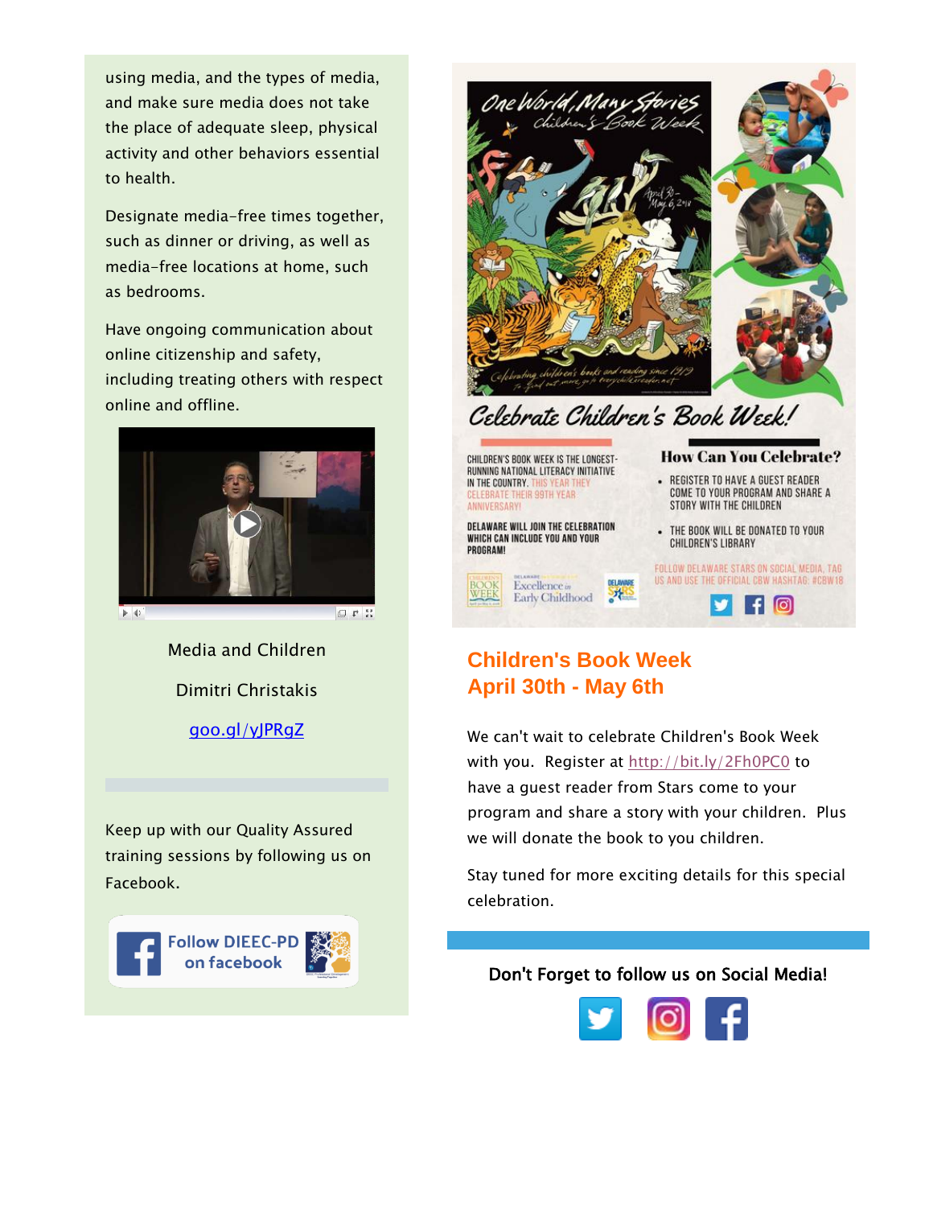using media, and the types of media, and make sure media does not take the place of adequate sleep, physical activity and other behaviors essential to health.

Designate media-free times together, such as dinner or driving, as well as media-free locations at home, such as bedrooms.

Have ongoing communication about online citizenship and safety, including treating others with respect online and offline.

Media and Children

Dimitri Christakis

goo.gl/yJPRgZ

Keep up with our Quality Assured training sessions by following us on Facebook.

Follow DIEEC-PD on facebook

One World, Many Stories
Children's Book Week

April 30 – May 6, 2018

Celebrating children's books and reading since 1919

Celebrate Children's Book Week!

CHILDREN'S BOOK WEEK IS THE LONGEST-RUNNING NATIONAL LITERACY INITIATIVE IN THE COUNTRY. THIS YEAR THEY CELEBRATE THEIR 99TH YEAR ANNIVERSARY!

DELAWARE WILL JOIN THE CELEBRATION WHICH CAN INCLUDE YOU AND YOUR PROGRAM!

How Can You Celebrate?

- REGISTER TO HAVE A GUEST READER COME TO YOUR PROGRAM AND SHARE A STORY WITH THE CHILDREN
- THE BOOK WILL BE DONATED TO YOUR CHILDREN'S LIBRARY

FOLLOW DELAWARE STARS ON SOCIAL MEDIA, TAG US AND USE THE OFFICIAL CBW HASHTAG: #CBW18

## Children's Book Week
## April 30th - May 6th

We can't wait to celebrate Children's Book Week with you. Register at http://bit.ly/2Fh0PC0 to have a guest reader from Stars come to your program and share a story with your children. Plus we will donate the book to you children.

Stay tuned for more exciting details for this special celebration.

**Don't Forget to follow us on Social Media!**